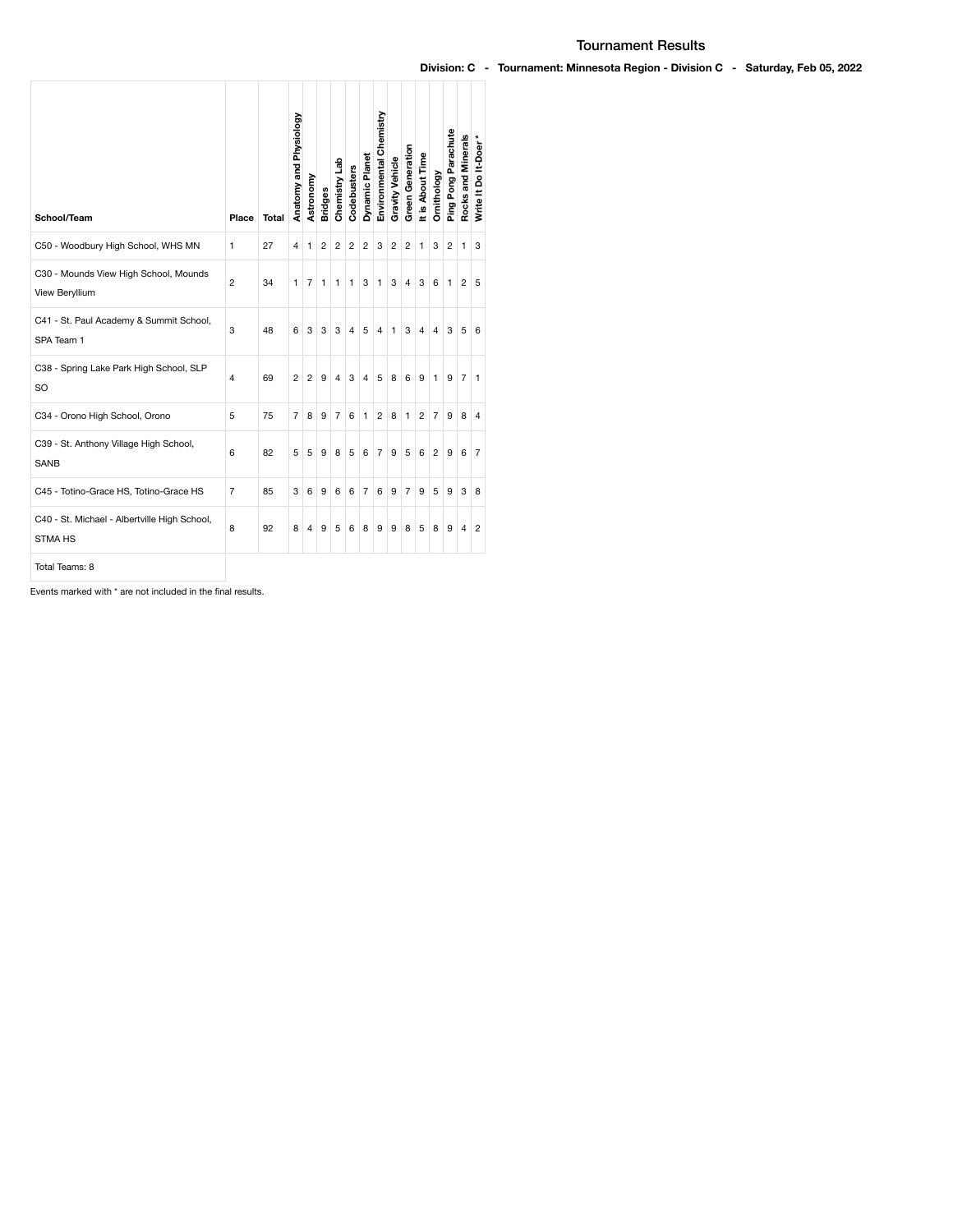# Tournament Results

**Division: C - Tournament: Minnesota Region - Division C - Saturday, Feb 05, 2022**

| School/Team | Place | Total | Anatomy and Physiology | Astronomy | Bridges | Chemistry Lab | Codebusters | Dynamic Planet | Environmental Chemistry | Gravity Vehicle | Green Generation | It is About Time | Ornithology | Ping Pong Parachute | Rocks and Minerals | Write It Do It-Doer* |
|---|---|---|---|---|---|---|---|---|---|---|---|---|---|---|---|---|
| C50 - Woodbury High School, WHS MN | 1 | 27 | 4 | 1 | 2 | 2 | 2 | 2 | 3 | 2 | 2 | 1 | 3 | 2 | 1 | 3 |
| C30 - Mounds View High School, Mounds View Beryllium | 2 | 34 | 1 | 7 | 1 | 1 | 1 | 3 | 1 | 3 | 4 | 3 | 6 | 1 | 2 | 5 |
| C41 - St. Paul Academy & Summit School, SPA Team 1 | 3 | 48 | 6 | 3 | 3 | 3 | 4 | 5 | 4 | 1 | 3 | 4 | 4 | 3 | 5 | 6 |
| C38 - Spring Lake Park High School, SLP SO | 4 | 69 | 2 | 2 | 9 | 4 | 3 | 4 | 5 | 8 | 6 | 9 | 1 | 9 | 7 | 1 |
| C34 - Orono High School, Orono | 5 | 75 | 7 | 8 | 9 | 7 | 6 | 1 | 2 | 8 | 1 | 2 | 7 | 9 | 8 | 4 |
| C39 - St. Anthony Village High School, SANB | 6 | 82 | 5 | 5 | 9 | 8 | 5 | 6 | 7 | 9 | 5 | 6 | 2 | 9 | 6 | 7 |
| C45 - Totino-Grace HS, Totino-Grace HS | 7 | 85 | 3 | 6 | 9 | 6 | 6 | 7 | 6 | 9 | 7 | 9 | 5 | 9 | 3 | 8 |
| C40 - St. Michael - Albertville High School, STMA HS | 8 | 92 | 8 | 4 | 9 | 5 | 6 | 8 | 9 | 9 | 8 | 5 | 8 | 9 | 4 | 2 |
| Total Teams: 8 | | | | | | | | | | | | | | | | |

Events marked with * are not included in the final results.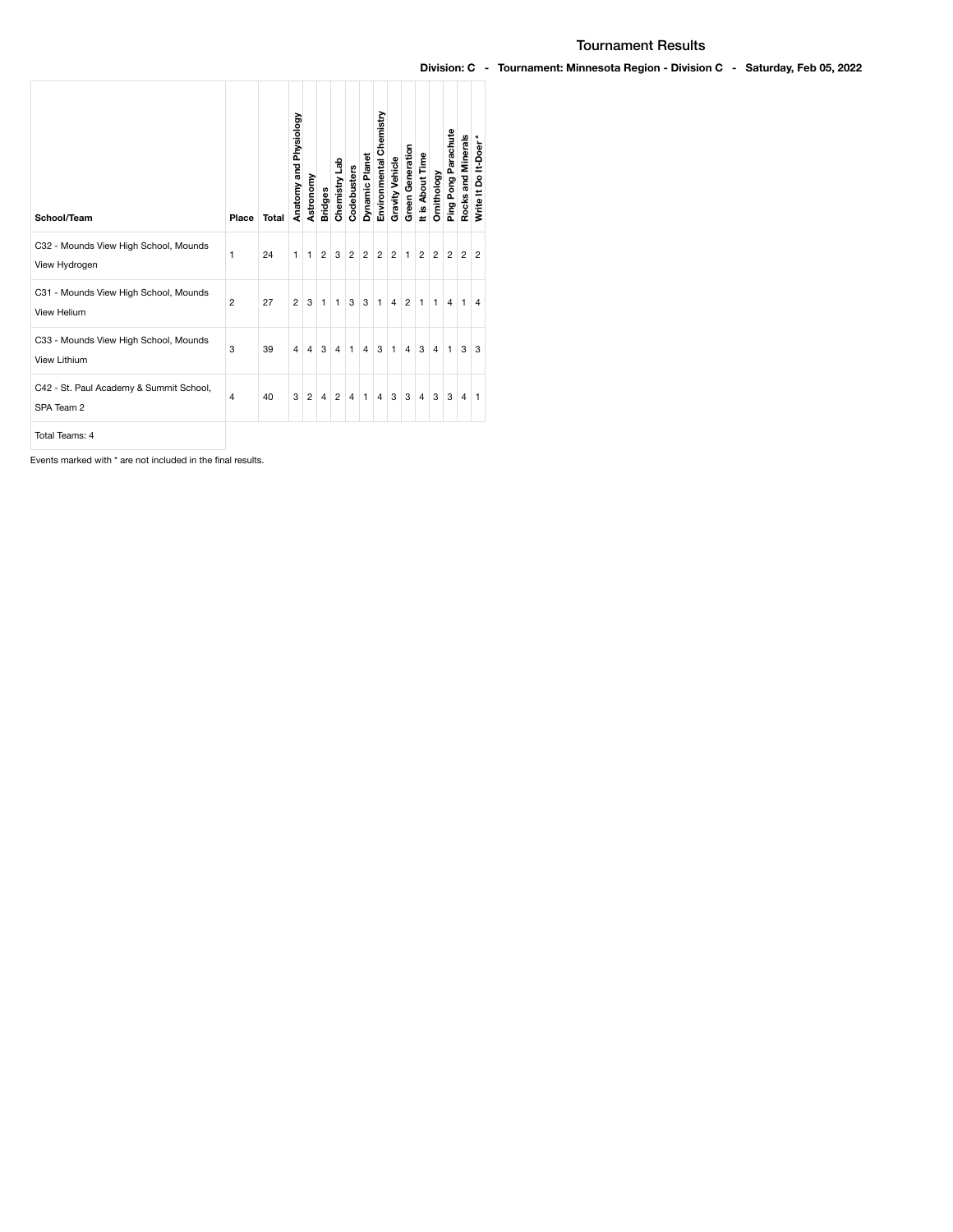# Tournament Results

**Division: C - Tournament: Minnesota Region - Division C - Saturday, Feb 05, 2022**

| School/Team | Place | Total | Anatomy and Physiology | Astronomy | Bridges | Chemistry Lab | Codebusters | Dynamic Planet | Environmental Chemistry | Gravity Vehicle | Green Generation | It is About Time | Ornithology | Ping Pong Parachute | Rocks and Minerals | Write It Do It-Doer * |
|---|---|---|---|---|---|---|---|---|---|---|---|---|---|---|---|---|
| C32 - Mounds View High School, Mounds View Hydrogen | 1 | 24 | 1 | 1 | 2 | 3 | 2 | 2 | 2 | 2 | 1 | 2 | 2 | 2 | 2 | 2 |
| C31 - Mounds View High School, Mounds View Helium | 2 | 27 | 2 | 3 | 1 | 1 | 3 | 3 | 1 | 4 | 2 | 1 | 1 | 4 | 1 | 4 |
| C33 - Mounds View High School, Mounds View Lithium | 3 | 39 | 4 | 4 | 3 | 4 | 1 | 4 | 3 | 1 | 4 | 3 | 4 | 1 | 3 | 3 |
| C42 - St. Paul Academy & Summit School, SPA Team 2 | 4 | 40 | 3 | 2 | 4 | 2 | 4 | 1 | 4 | 3 | 3 | 4 | 3 | 3 | 4 | 1 |
| Total Teams: 4 | | | | | | | | | | | | | | | | |

Events marked with * are not included in the final results.